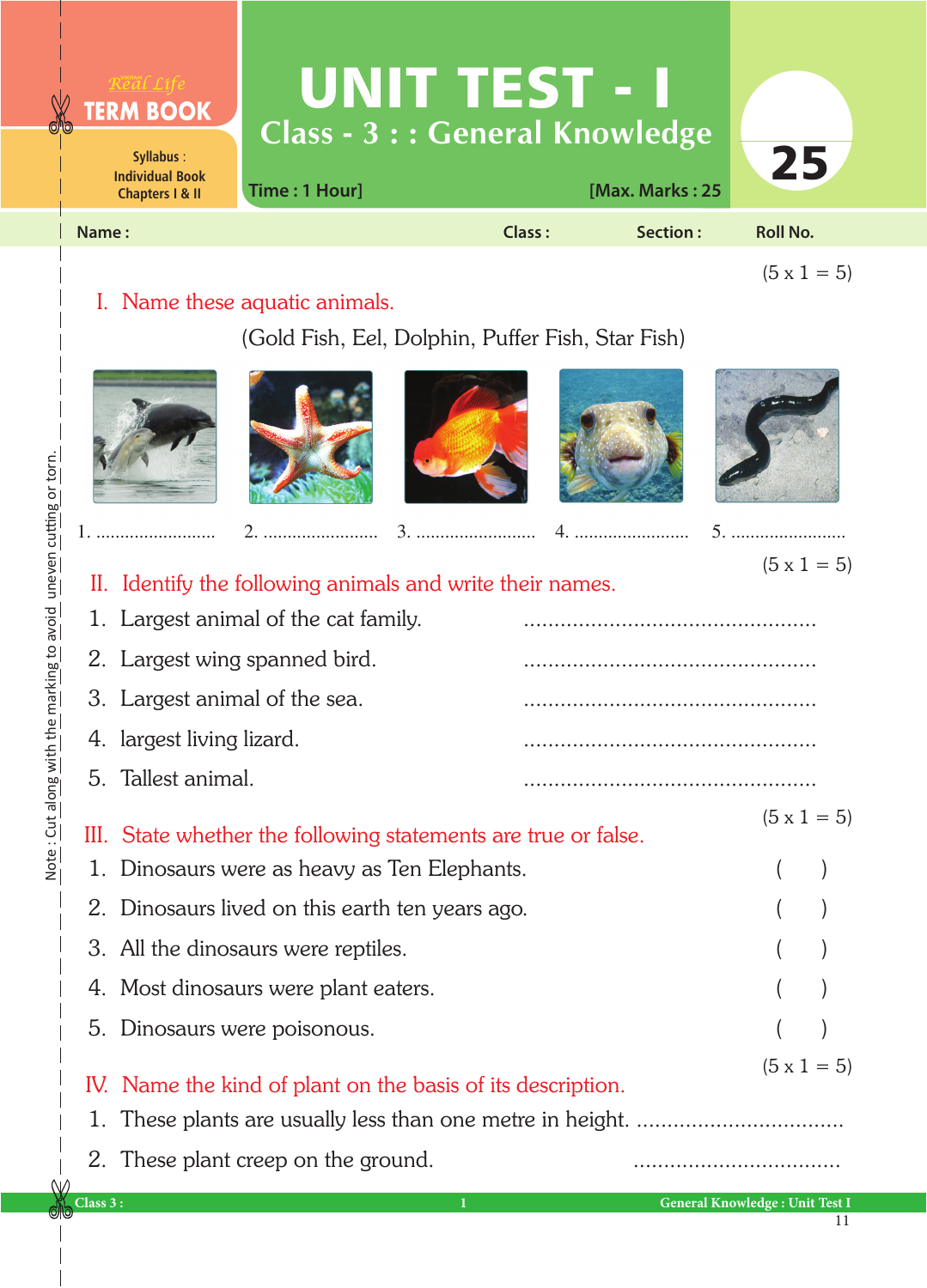Real Life
TERM BOOK

Syllabus :
Individual Book
Chapters I & II

# UNIT TEST - I

## Class - 3 : : General Knowledge

**25**

Time : 1 Hour] [Max. Marks : 25

**Name :** **Class :** **Section :** **Roll No.**

(5 x 1 = 5)

### I. Name these aquatic animals.

(Gold Fish, Eel, Dolphin, Puffer Fish, Star Fish)

1. ........................ 2. ........................ 3. ........................ 4. ........................ 5. ........................

(5 x 1 = 5)

### II. Identify the following animals and write their names.

1. Largest animal of the cat family. ...............................................
2. Largest wing spanned bird. ...............................................
3. Largest animal of the sea. ...............................................
4. largest living lizard. ...............................................
5. Tallest animal. ...............................................

(5 x 1 = 5)

### III. State whether the following statements are true or false.

1. Dinosaurs were as heavy as Ten Elephants. ( )
2. Dinosaurs lived on this earth ten years ago. ( )
3. All the dinosaurs were reptiles. ( )
4. Most dinosaurs were plant eaters. ( )
5. Dinosaurs were poisonous. ( )

(5 x 1 = 5)

### IV. Name the kind of plant on the basis of its description.

1. These plants are usually less than one metre in height. .................................
2. These plant creep on the ground. .................................

Note : Cut along with the marking to avoid uneven cutting or torn.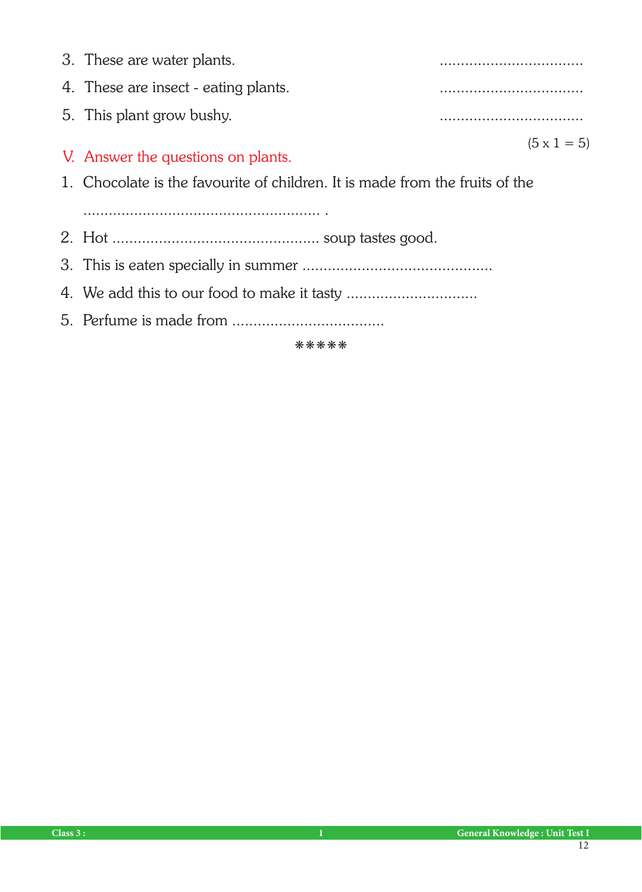3. These are water plants. ..................................

4. These are insect - eating plants. ..................................

5. This plant grow bushy. ..................................

(5 x 1 = 5)

## V. Answer the questions on plants.

1. Chocolate is the favourite of children. It is made from the fruits of the

   ........................................................ .

2. Hot ................................................ soup tastes good.

3. This is eaten specially in summer ............................................

4. We add this to our food to make it tasty ...............................

5. Perfume is made from ...................................

*****